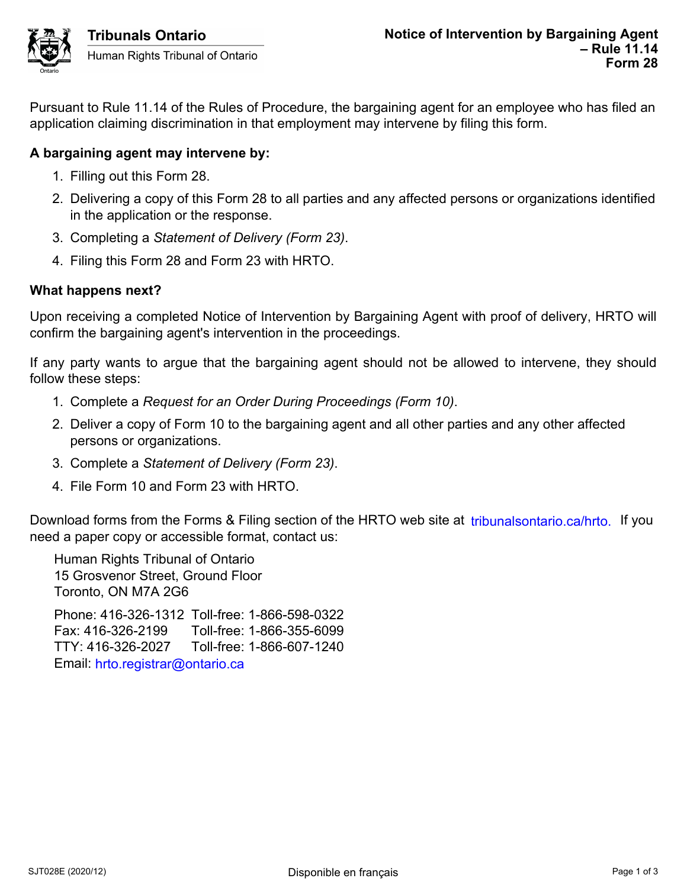Tribunals Ontario
Human Rights Tribunal of Ontario

# Notice of Intervention by Bargaining Agent – Rule 11.14
## Form 28

Pursuant to Rule 11.14 of the Rules of Procedure, the bargaining agent for an employee who has filed an application claiming discrimination in that employment may intervene by filing this form.

**A bargaining agent may intervene by:**

1. Filling out this Form 28.
2. Delivering a copy of this Form 28 to all parties and any affected persons or organizations identified in the application or the response.
3. Completing a *Statement of Delivery (Form 23)*.
4. Filing this Form 28 and Form 23 with HRTO.

**What happens next?**

Upon receiving a completed Notice of Intervention by Bargaining Agent with proof of delivery, HRTO will confirm the bargaining agent's intervention in the proceedings.

If any party wants to argue that the bargaining agent should not be allowed to intervene, they should follow these steps:

1. Complete a *Request for an Order During Proceedings (Form 10)*.
2. Deliver a copy of Form 10 to the bargaining agent and all other parties and any other affected persons or organizations.
3. Complete a *Statement of Delivery (Form 23)*.
4. File Form 10 and Form 23 with HRTO.

Download forms from the Forms & Filing section of the HRTO web site at tribunalsontario.ca/hrto. If you need a paper copy or accessible format, contact us:

Human Rights Tribunal of Ontario
15 Grosvenor Street, Ground Floor
Toronto, ON M7A 2G6

Phone: 416-326-1312 Toll-free: 1-866-598-0322
Fax: 416-326-2199 Toll-free: 1-866-355-6099
TTY: 416-326-2027 Toll-free: 1-866-607-1240
Email: hrto.registrar@ontario.ca

SJT028E (2020/12) Disponible en français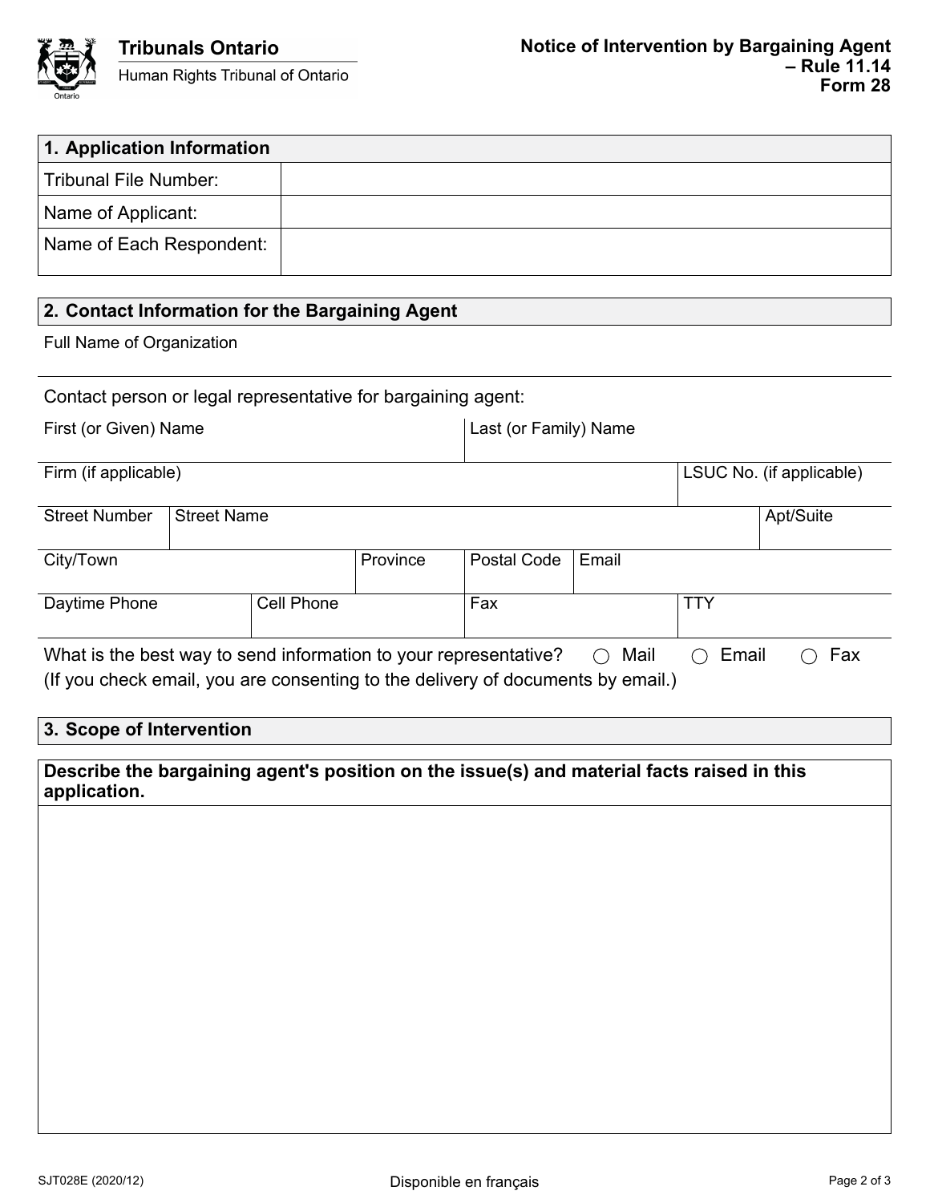Tribunals Ontario
Human Rights Tribunal of Ontario

**Notice of Intervention by Bargaining Agent – Rule 11.14**
**Form 28**

| **1. Application Information** | |
|---|---|
| Tribunal File Number: | |
| Name of Applicant: | |
| Name of Each Respondent: | |

**2. Contact Information for the Bargaining Agent**

Full Name of Organization

Contact person or legal representative for bargaining agent:

| First (or Given) Name | Last (or Family) Name |
|---|---|
| | |

| Firm (if applicable) | LSUC No. (if applicable) |
|---|---|
| | |

| Street Number | Street Name | Apt/Suite |
|---|---|---|
| | | |

| City/Town | Province | Postal Code | Email |
|---|---|---|---|
| | | | |

| Daytime Phone | Cell Phone | Fax | TTY |
|---|---|---|---|
| | | | |

What is the best way to send information to your representative? ◯ Mail ◯ Email ◯ Fax
(If you check email, you are consenting to the delivery of documents by email.)

**3. Scope of Intervention**

**Describe the bargaining agent's position on the issue(s) and material facts raised in this application.**

SJT028E (2020/12)

Disponible en français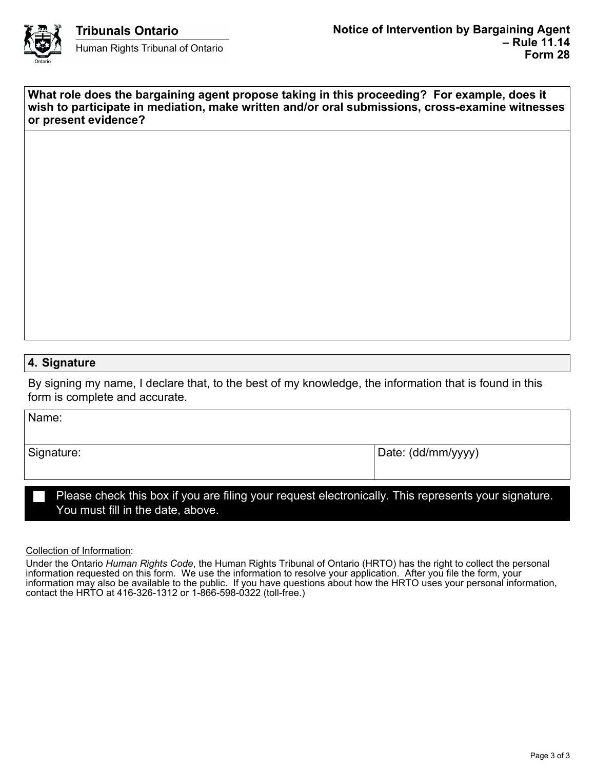**What role does the bargaining agent propose taking in this proceeding? For example, does it wish to participate in mediation, make written and/or oral submissions, cross-examine witnesses or present evidence?**

## 4. Signature

By signing my name, I declare that, to the best of my knowledge, the information that is found in this form is complete and accurate.

| | |
|---|---|
| Name: | |
| Signature: | Date: (dd/mm/yyyy) |

☐ Please check this box if you are filing your request electronically. This represents your signature. You must fill in the date, above.

Collection of Information:

Under the Ontario *Human Rights Code*, the Human Rights Tribunal of Ontario (HRTO) has the right to collect the personal information requested on this form. We use the information to resolve your application. After you file the form, your information may also be available to the public. If you have questions about how the HRTO uses your personal information, contact the HRTO at 416-326-1312 or 1-866-598-0322 (toll-free.)